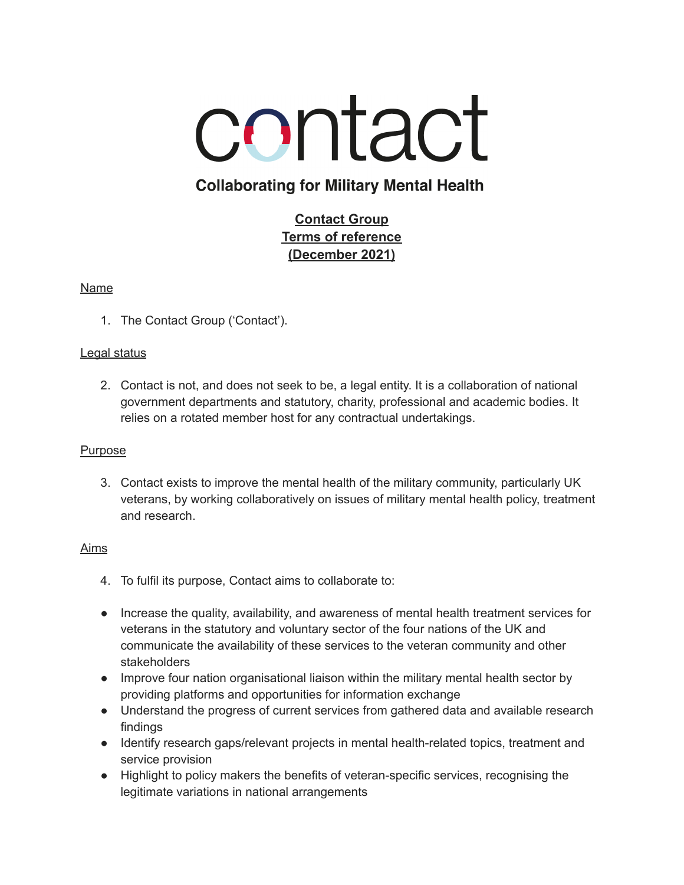# contact

**Collaborating for Military Mental Health**

**Contact Group**
**Terms of reference**
**(December 2021)**

## Name

1. The Contact Group ('Contact').

## Legal status

2. Contact is not, and does not seek to be, a legal entity. It is a collaboration of national government departments and statutory, charity, professional and academic bodies. It relies on a rotated member host for any contractual undertakings.

## Purpose

3. Contact exists to improve the mental health of the military community, particularly UK veterans, by working collaboratively on issues of military mental health policy, treatment and research.

## Aims

4. To fulfil its purpose, Contact aims to collaborate to:

- Increase the quality, availability, and awareness of mental health treatment services for veterans in the statutory and voluntary sector of the four nations of the UK and communicate the availability of these services to the veteran community and other stakeholders
- Improve four nation organisational liaison within the military mental health sector by providing platforms and opportunities for information exchange
- Understand the progress of current services from gathered data and available research findings
- Identify research gaps/relevant projects in mental health-related topics, treatment and service provision
- Highlight to policy makers the benefits of veteran-specific services, recognising the legitimate variations in national arrangements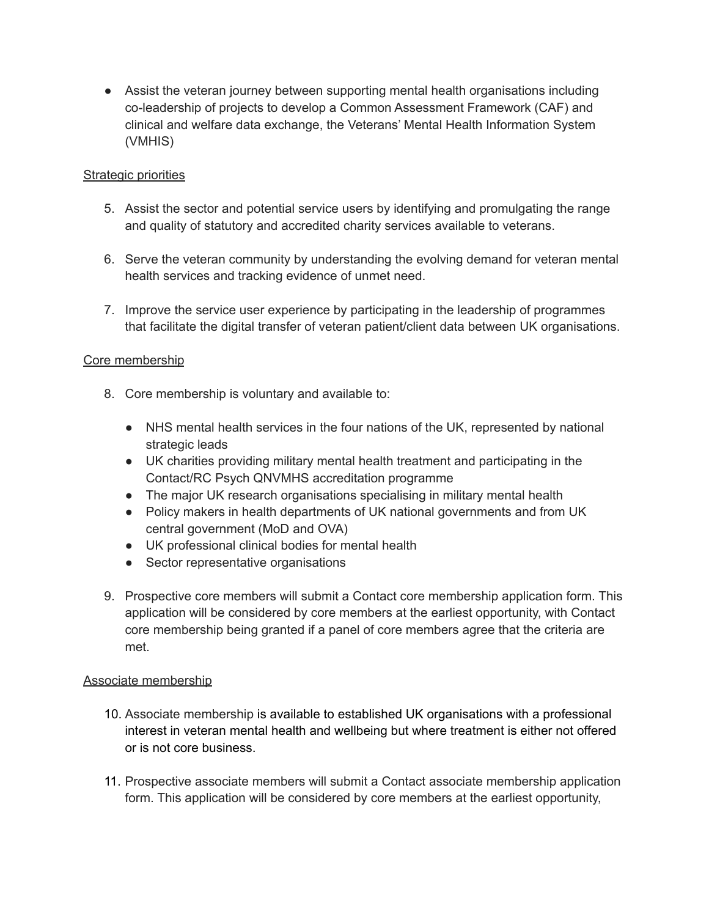- Assist the veteran journey between supporting mental health organisations including co-leadership of projects to develop a Common Assessment Framework (CAF) and clinical and welfare data exchange, the Veterans' Mental Health Information System (VMHIS)

<u>Strategic priorities</u>

5. Assist the sector and potential service users by identifying and promulgating the range and quality of statutory and accredited charity services available to veterans.

6. Serve the veteran community by understanding the evolving demand for veteran mental health services and tracking evidence of unmet need.

7. Improve the service user experience by participating in the leadership of programmes that facilitate the digital transfer of veteran patient/client data between UK organisations.

<u>Core membership</u>

8. Core membership is voluntary and available to:

    - NHS mental health services in the four nations of the UK, represented by national strategic leads
    - UK charities providing military mental health treatment and participating in the Contact/RC Psych QNVMHS accreditation programme
    - The major UK research organisations specialising in military mental health
    - Policy makers in health departments of UK national governments and from UK central government (MoD and OVA)
    - UK professional clinical bodies for mental health
    - Sector representative organisations

9. Prospective core members will submit a Contact core membership application form. This application will be considered by core members at the earliest opportunity, with Contact core membership being granted if a panel of core members agree that the criteria are met.

<u>Associate membership</u>

10. Associate membership is available to established UK organisations with a professional interest in veteran mental health and wellbeing but where treatment is either not offered or is not core business.

11. Prospective associate members will submit a Contact associate membership application form. This application will be considered by core members at the earliest opportunity,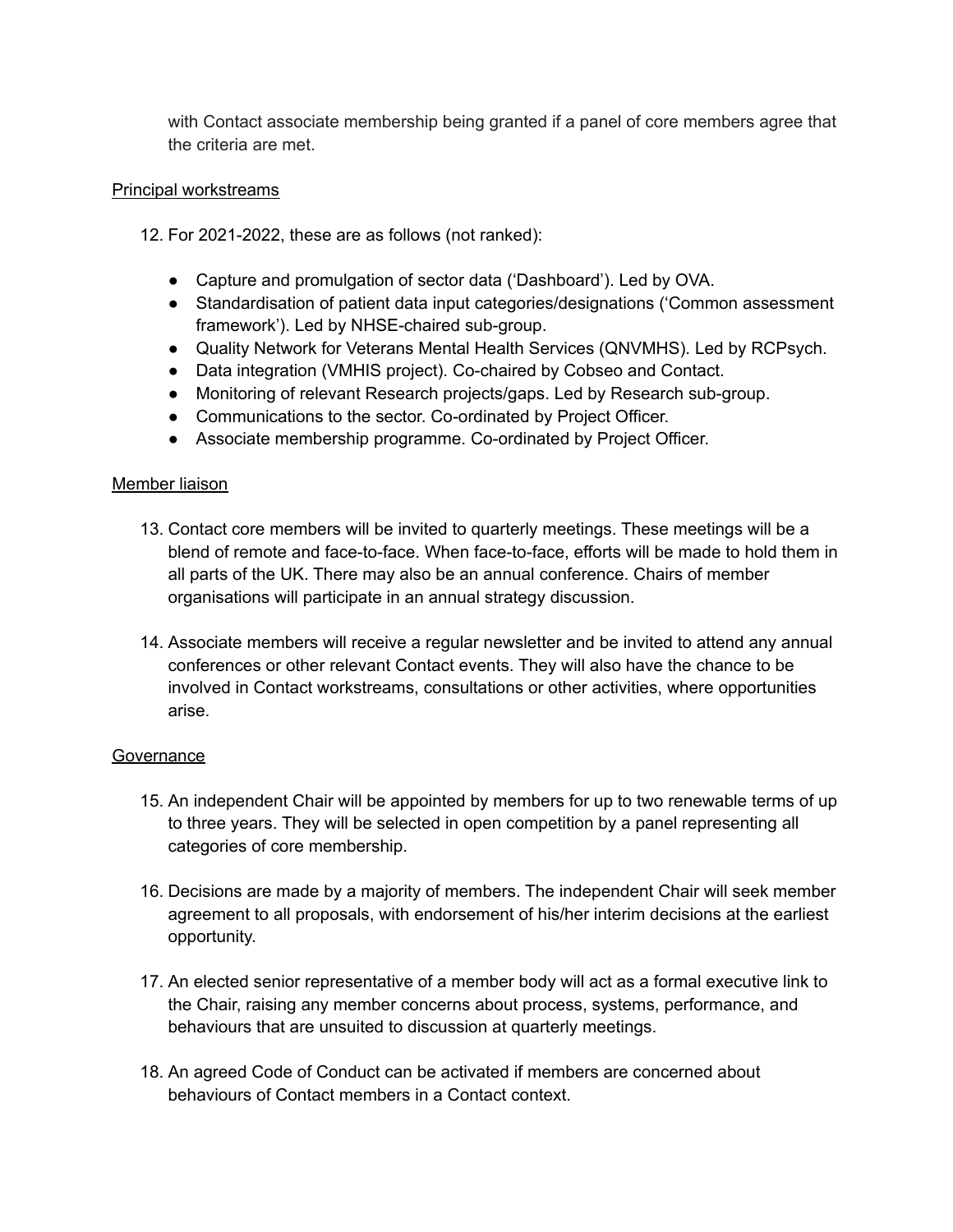with Contact associate membership being granted if a panel of core members agree that the criteria are met.

Principal workstreams

12. For 2021-2022, these are as follows (not ranked):

    - Capture and promulgation of sector data ('Dashboard'). Led by OVA.
    - Standardisation of patient data input categories/designations ('Common assessment framework'). Led by NHSE-chaired sub-group.
    - Quality Network for Veterans Mental Health Services (QNVMHS). Led by RCPsych.
    - Data integration (VMHIS project). Co-chaired by Cobseo and Contact.
    - Monitoring of relevant Research projects/gaps. Led by Research sub-group.
    - Communications to the sector. Co-ordinated by Project Officer.
    - Associate membership programme. Co-ordinated by Project Officer.

Member liaison

13. Contact core members will be invited to quarterly meetings. These meetings will be a blend of remote and face-to-face. When face-to-face, efforts will be made to hold them in all parts of the UK. There may also be an annual conference. Chairs of member organisations will participate in an annual strategy discussion.

14. Associate members will receive a regular newsletter and be invited to attend any annual conferences or other relevant Contact events. They will also have the chance to be involved in Contact workstreams, consultations or other activities, where opportunities arise.

Governance

15. An independent Chair will be appointed by members for up to two renewable terms of up to three years. They will be selected in open competition by a panel representing all categories of core membership.

16. Decisions are made by a majority of members. The independent Chair will seek member agreement to all proposals, with endorsement of his/her interim decisions at the earliest opportunity.

17. An elected senior representative of a member body will act as a formal executive link to the Chair, raising any member concerns about process, systems, performance, and behaviours that are unsuited to discussion at quarterly meetings.

18. An agreed Code of Conduct can be activated if members are concerned about behaviours of Contact members in a Contact context.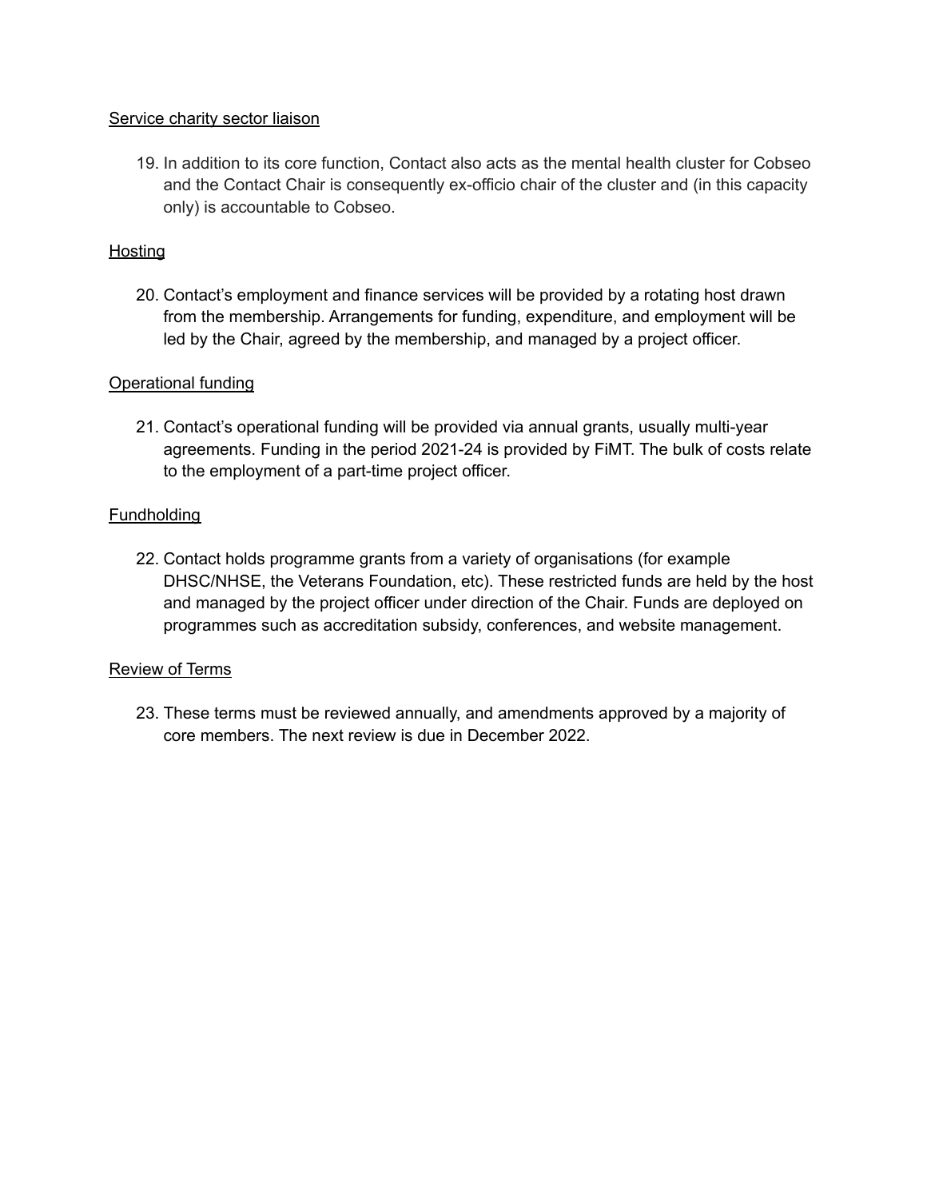Service charity sector liaison

19. In addition to its core function, Contact also acts as the mental health cluster for Cobseo and the Contact Chair is consequently ex-officio chair of the cluster and (in this capacity only) is accountable to Cobseo.

Hosting

20. Contact's employment and finance services will be provided by a rotating host drawn from the membership. Arrangements for funding, expenditure, and employment will be led by the Chair, agreed by the membership, and managed by a project officer.

Operational funding

21. Contact's operational funding will be provided via annual grants, usually multi-year agreements. Funding in the period 2021-24 is provided by FiMT. The bulk of costs relate to the employment of a part-time project officer.

Fundholding

22. Contact holds programme grants from a variety of organisations (for example DHSC/NHSE, the Veterans Foundation, etc). These restricted funds are held by the host and managed by the project officer under direction of the Chair. Funds are deployed on programmes such as accreditation subsidy, conferences, and website management.

Review of Terms

23. These terms must be reviewed annually, and amendments approved by a majority of core members. The next review is due in December 2022.